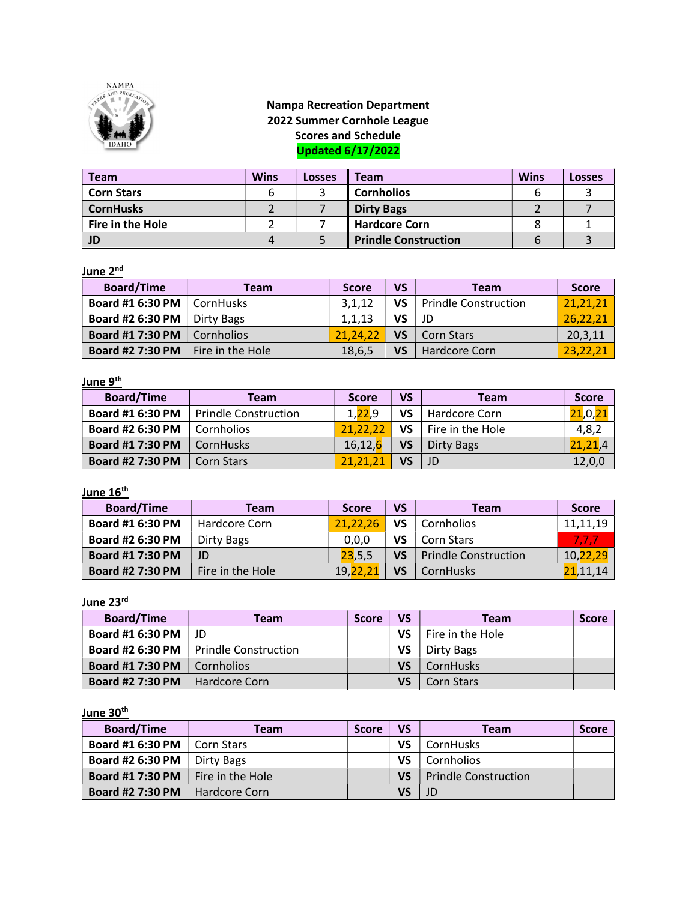# Nampa Recreation Department
## 2022 Summer Cornhole League
## Scores and Schedule
**Updated 6/17/2022**

| Team | Wins | Losses | Team | Wins | Losses |
|---|---|---|---|---|---|
| **Corn Stars** | 6 | 3 | **Cornholios** | 6 | 3 |
| **CornHusks** | 2 | 7 | **Dirty Bags** | 2 | 7 |
| **Fire in the Hole** | 2 | 7 | **Hardcore Corn** | 8 | 1 |
| **JD** | 4 | 5 | **Prindle Construction** | 6 | 3 |

**June 2nd**

| Board/Time | Team | Score | VS | Team | Score |
|---|---|---|---|---|---|
| **Board #1 6:30 PM** | CornHusks | 3,1,12 | **VS** | Prindle Construction | 21,21,21 |
| **Board #2 6:30 PM** | Dirty Bags | 1,1,13 | **VS** | JD | 26,22,21 |
| **Board #1 7:30 PM** | Cornholios | 21,24,22 | **VS** | Corn Stars | 20,3,11 |
| **Board #2 7:30 PM** | Fire in the Hole | 18,6,5 | **VS** | Hardcore Corn | 23,22,21 |

**June 9th**

| Board/Time | Team | Score | VS | Team | Score |
|---|---|---|---|---|---|
| **Board #1 6:30 PM** | Prindle Construction | 1,22,9 | **VS** | Hardcore Corn | 21,0,21 |
| **Board #2 6:30 PM** | Cornholios | 21,22,22 | **VS** | Fire in the Hole | 4,8,2 |
| **Board #1 7:30 PM** | CornHusks | 16,12,6 | **VS** | Dirty Bags | 21,21,4 |
| **Board #2 7:30 PM** | Corn Stars | 21,21,21 | **VS** | JD | 12,0,0 |

**June 16th**

| Board/Time | Team | Score | VS | Team | Score |
|---|---|---|---|---|---|
| **Board #1 6:30 PM** | Hardcore Corn | 21,22,26 | **VS** | Cornholios | 11,11,19 |
| **Board #2 6:30 PM** | Dirty Bags | 0,0,0 | **VS** | Corn Stars | 7,7,7 |
| **Board #1 7:30 PM** | JD | 23,5,5 | **VS** | Prindle Construction | 10,22,29 |
| **Board #2 7:30 PM** | Fire in the Hole | 19,22,21 | **VS** | CornHusks | 21,11,14 |

**June 23rd**

| Board/Time | Team | Score | VS | Team | Score |
|---|---|---|---|---|---|
| **Board #1 6:30 PM** | JD | | **VS** | Fire in the Hole | |
| **Board #2 6:30 PM** | Prindle Construction | | **VS** | Dirty Bags | |
| **Board #1 7:30 PM** | Cornholios | | **VS** | CornHusks | |
| **Board #2 7:30 PM** | Hardcore Corn | | **VS** | Corn Stars | |

**June 30th**

| Board/Time | Team | Score | VS | Team | Score |
|---|---|---|---|---|---|
| **Board #1 6:30 PM** | Corn Stars | | **VS** | CornHusks | |
| **Board #2 6:30 PM** | Dirty Bags | | **VS** | Cornholios | |
| **Board #1 7:30 PM** | Fire in the Hole | | **VS** | Prindle Construction | |
| **Board #2 7:30 PM** | Hardcore Corn | | **VS** | JD | |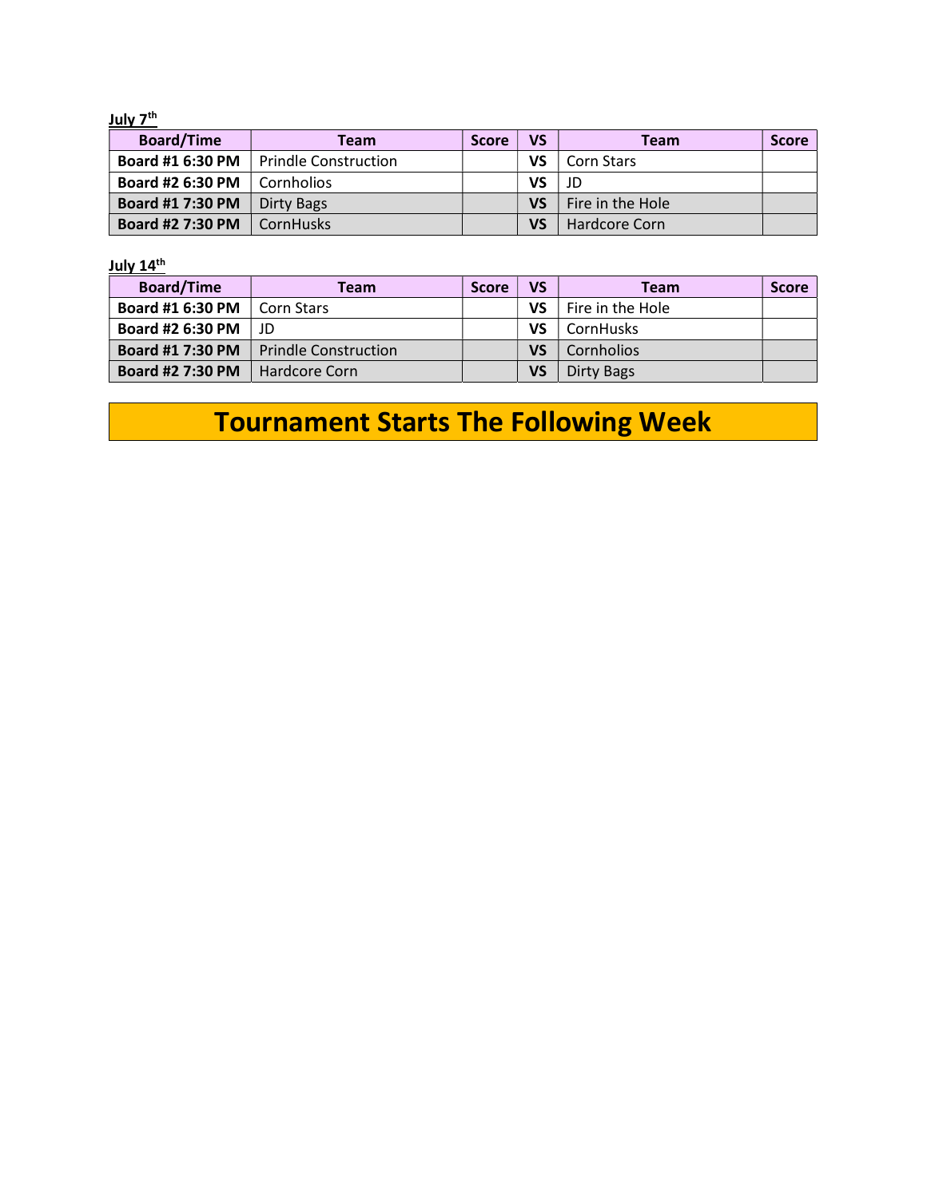**July 7th**

| Board/Time | Team | Score | VS | Team | Score |
|---|---|---|---|---|---|
| **Board #1 6:30 PM** | Prindle Construction | | **VS** | Corn Stars | |
| **Board #2 6:30 PM** | Cornholios | | **VS** | JD | |
| **Board #1 7:30 PM** | Dirty Bags | | **VS** | Fire in the Hole | |
| **Board #2 7:30 PM** | CornHusks | | **VS** | Hardcore Corn | |

**July 14th**

| Board/Time | Team | Score | VS | Team | Score |
|---|---|---|---|---|---|
| **Board #1 6:30 PM** | Corn Stars | | **VS** | Fire in the Hole | |
| **Board #2 6:30 PM** | JD | | **VS** | CornHusks | |
| **Board #1 7:30 PM** | Prindle Construction | | **VS** | Cornholios | |
| **Board #2 7:30 PM** | Hardcore Corn | | **VS** | Dirty Bags | |

# Tournament Starts The Following Week